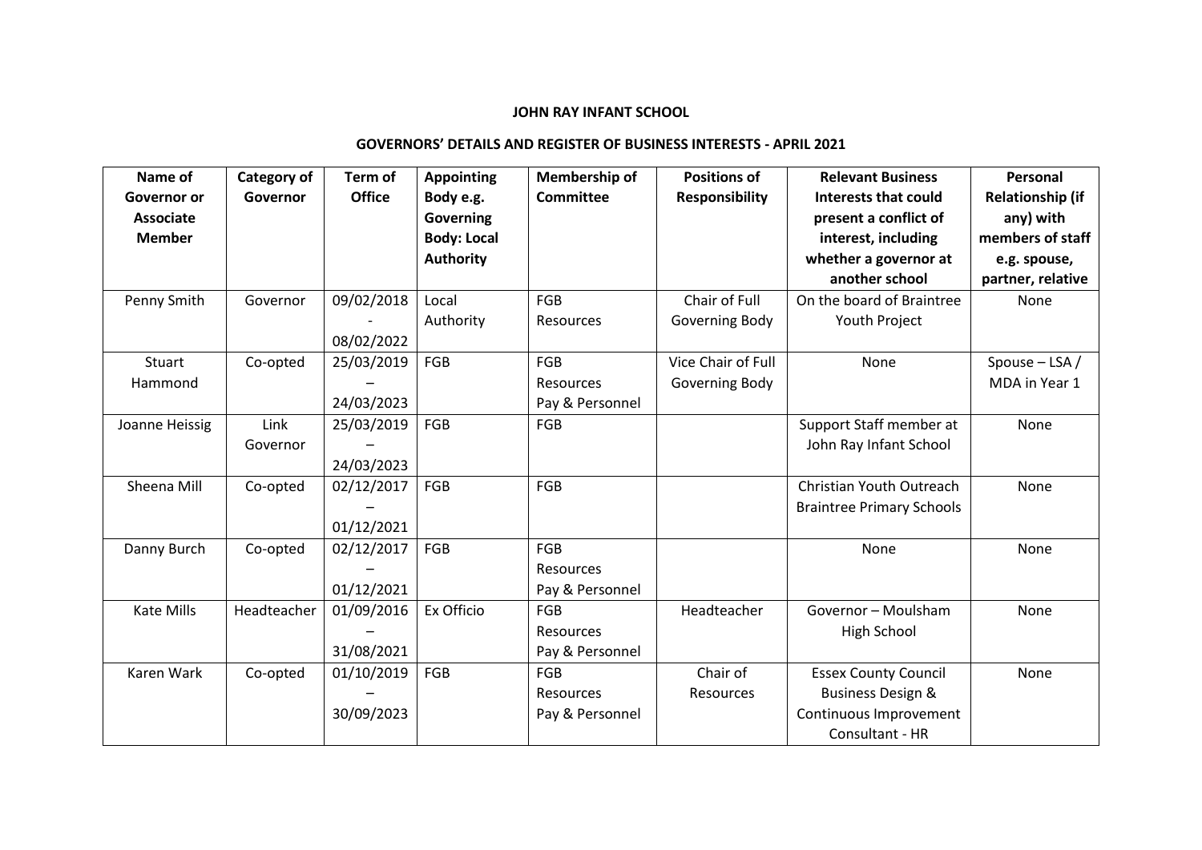**JOHN RAY INFANT SCHOOL**

**GOVERNORS' DETAILS AND REGISTER OF BUSINESS INTERESTS - APRIL 2021**

| Name of Governor or Associate Member | Category of Governor | Term of Office | Appointing Body e.g. Governing Body: Local Authority | Membership of Committee | Positions of Responsibility | Relevant Business Interests that could present a conflict of interest, including whether a governor at another school | Personal Relationship (if any) with members of staff e.g. spouse, partner, relative |
|---|---|---|---|---|---|---|---|
| Penny Smith | Governor | 09/02/2018 - 08/02/2022 | Local Authority | FGB Resources | Chair of Full Governing Body | On the board of Braintree Youth Project | None |
| Stuart Hammond | Co-opted | 25/03/2019 – 24/03/2023 | FGB | FGB Resources Pay & Personnel | Vice Chair of Full Governing Body | None | Spouse – LSA / MDA in Year 1 |
| Joanne Heissig | Link Governor | 25/03/2019 – 24/03/2023 | FGB | FGB | | Support Staff member at John Ray Infant School | None |
| Sheena Mill | Co-opted | 02/12/2017 – 01/12/2021 | FGB | FGB | | Christian Youth Outreach Braintree Primary Schools | None |
| Danny Burch | Co-opted | 02/12/2017 – 01/12/2021 | FGB | FGB Resources Pay & Personnel | | None | None |
| Kate Mills | Headteacher | 01/09/2016 – 31/08/2021 | Ex Officio | FGB Resources Pay & Personnel | Headteacher | Governor – Moulsham High School | None |
| Karen Wark | Co-opted | 01/10/2019 – 30/09/2023 | FGB | FGB Resources Pay & Personnel | Chair of Resources | Essex County Council Business Design & Continuous Improvement Consultant - HR | None |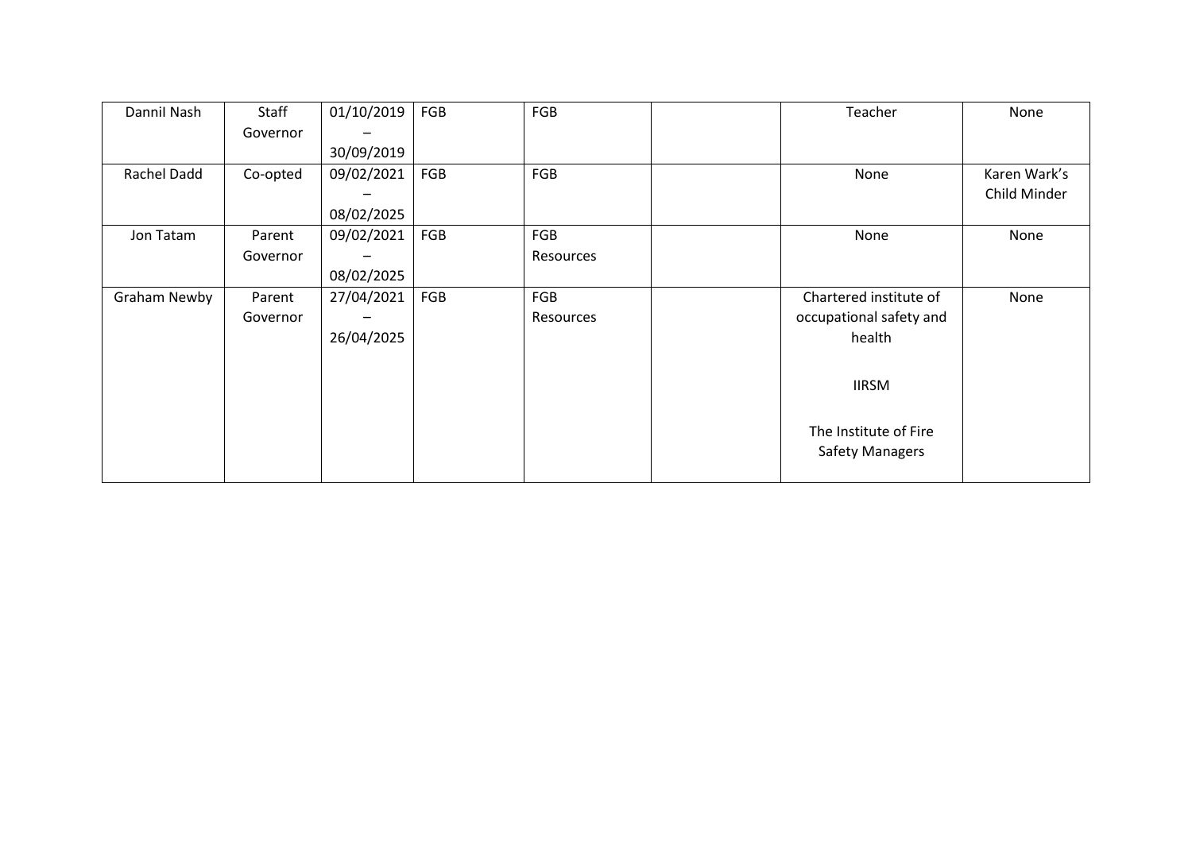| | | | | | | | |
|---|---|---|---|---|---|---|---|
| Dannil Nash | Staff Governor | 01/10/2019 – 30/09/2019 | FGB | FGB | | Teacher | None |
| Rachel Dadd | Co-opted | 09/02/2021 – 08/02/2025 | FGB | FGB | | None | Karen Wark's Child Minder |
| Jon Tatam | Parent Governor | 09/02/2021 – 08/02/2025 | FGB | FGB Resources | | None | None |
| Graham Newby | Parent Governor | 27/04/2021 – 26/04/2025 | FGB | FGB Resources | | Chartered institute of occupational safety and health<br><br>IIRSM<br><br>The Institute of Fire Safety Managers | None |